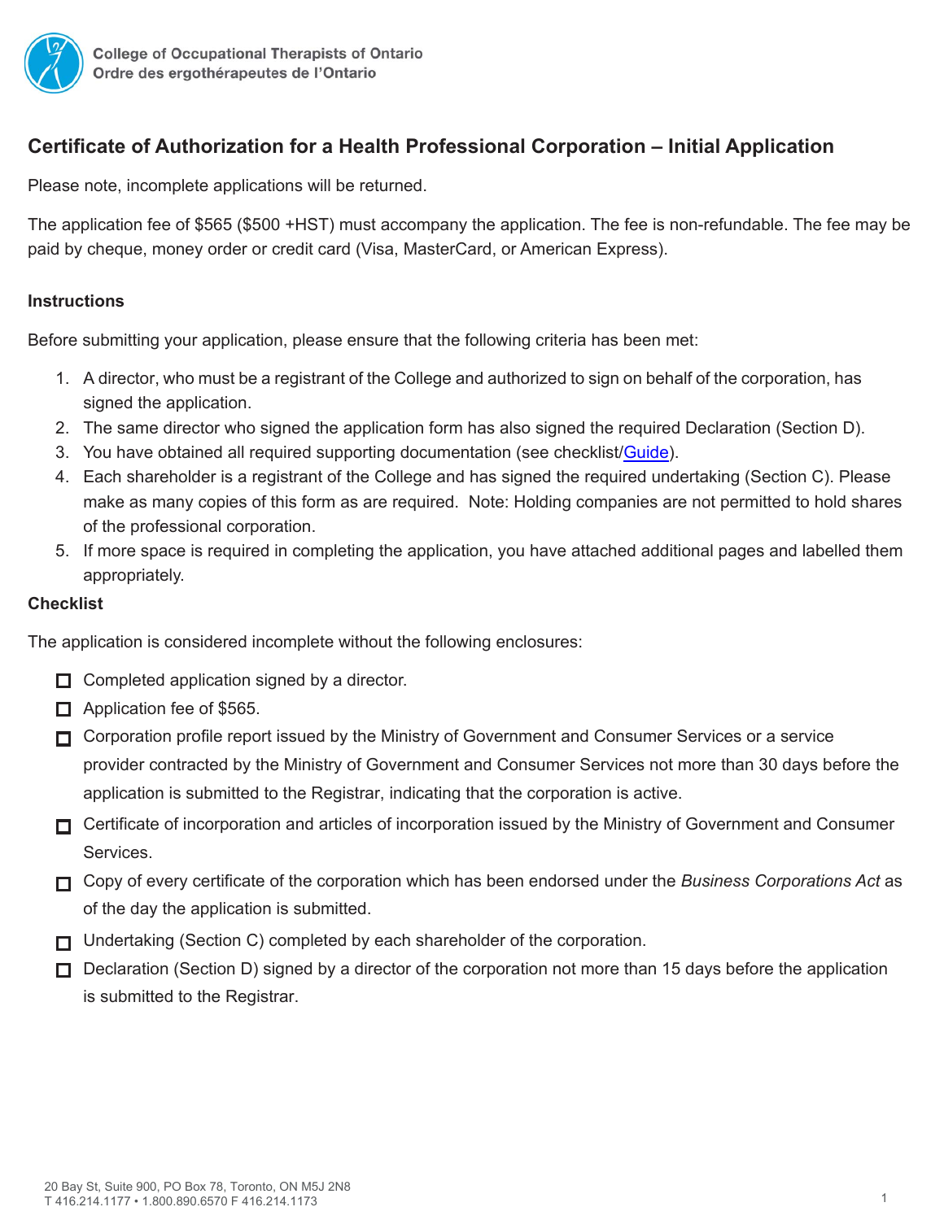College of Occupational Therapists of Ontario
Ordre des ergothérapeutes de l'Ontario

## Certificate of Authorization for a Health Professional Corporation – Initial Application

Please note, incomplete applications will be returned.

The application fee of $565 ($500 +HST) must accompany the application. The fee is non-refundable. The fee may be paid by cheque, money order or credit card (Visa, MasterCard, or American Express).

### Instructions

Before submitting your application, please ensure that the following criteria has been met:

1. A director, who must be a registrant of the College and authorized to sign on behalf of the corporation, has signed the application.
2. The same director who signed the application form has also signed the required Declaration (Section D).
3. You have obtained all required supporting documentation (see checklist/Guide).
4. Each shareholder is a registrant of the College and has signed the required undertaking (Section C). Please make as many copies of this form as are required. Note: Holding companies are not permitted to hold shares of the professional corporation.
5. If more space is required in completing the application, you have attached additional pages and labelled them appropriately.

### Checklist

The application is considered incomplete without the following enclosures:

- ☐ Completed application signed by a director.
- ☐ Application fee of $565.
- ☐ Corporation profile report issued by the Ministry of Government and Consumer Services or a service provider contracted by the Ministry of Government and Consumer Services not more than 30 days before the application is submitted to the Registrar, indicating that the corporation is active.
- ☐ Certificate of incorporation and articles of incorporation issued by the Ministry of Government and Consumer Services.
- ☐ Copy of every certificate of the corporation which has been endorsed under the *Business Corporations Act* as of the day the application is submitted.
- ☐ Undertaking (Section C) completed by each shareholder of the corporation.
- ☐ Declaration (Section D) signed by a director of the corporation not more than 15 days before the application is submitted to the Registrar.

20 Bay St, Suite 900, PO Box 78, Toronto, ON M5J 2N8
T 416.214.1177 • 1.800.890.6570 F 416.214.1173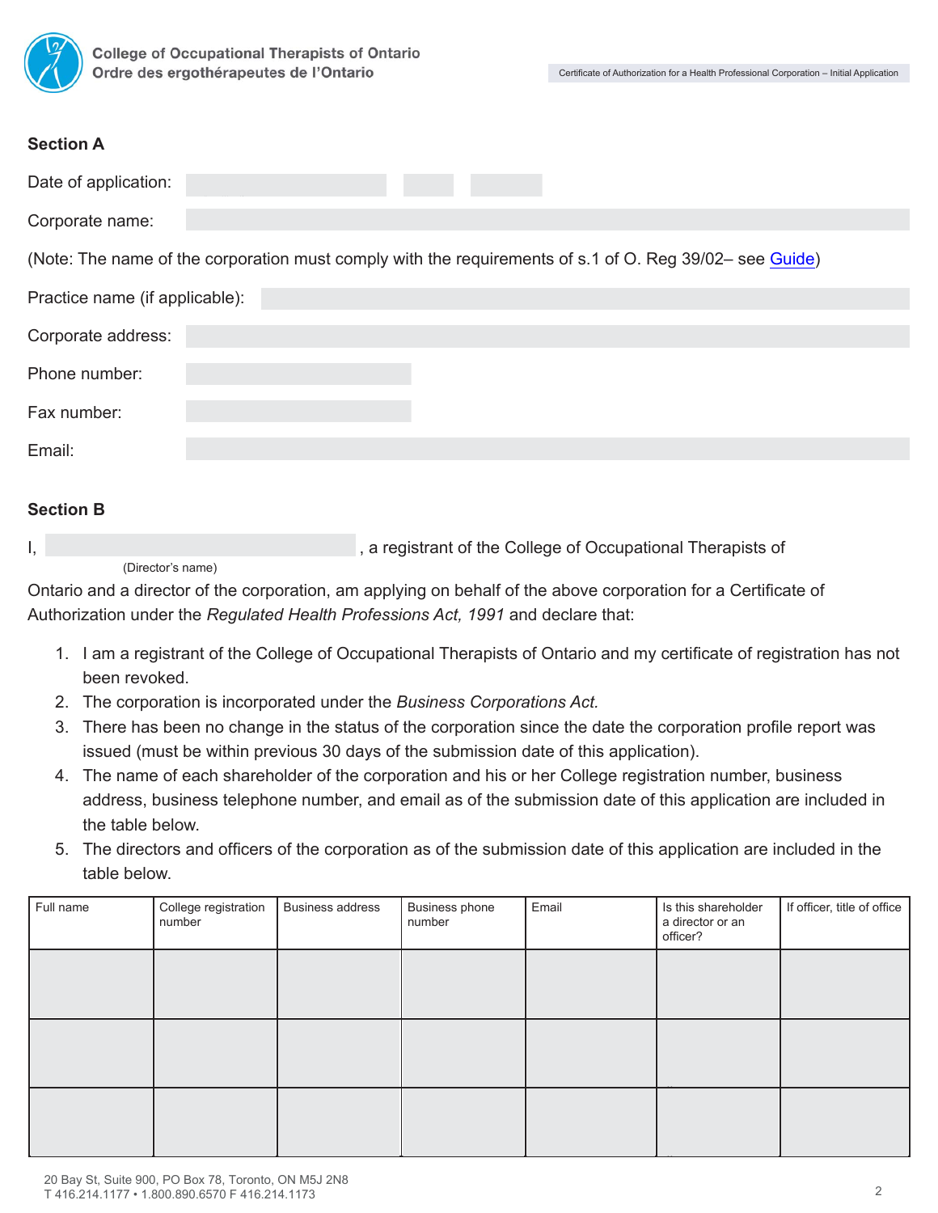## Section A

Date of application:

Corporate name:

(Note: The name of the corporation must comply with the requirements of s.1 of O. Reg 39/02– see Guide)

Practice name (if applicable):

Corporate address:

Phone number:

Fax number:

Email:

## Section B

I, ______________________, a registrant of the College of Occupational Therapists of
(Director's name)

Ontario and a director of the corporation, am applying on behalf of the above corporation for a Certificate of Authorization under the *Regulated Health Professions Act, 1991* and declare that:

1. I am a registrant of the College of Occupational Therapists of Ontario and my certificate of registration has not been revoked.
2. The corporation is incorporated under the *Business Corporations Act*.
3. There has been no change in the status of the corporation since the date the corporation profile report was issued (must be within previous 30 days of the submission date of this application).
4. The name of each shareholder of the corporation and his or her College registration number, business address, business telephone number, and email as of the submission date of this application are included in the table below.
5. The directors and officers of the corporation as of the submission date of this application are included in the table below.

| Full name | College registration number | Business address | Business phone number | Email | Is this shareholder a director or an officer? | If officer, title of office |
|---|---|---|---|---|---|---|
| | | | | | | |
| | | | | | | |
| | | | | | | |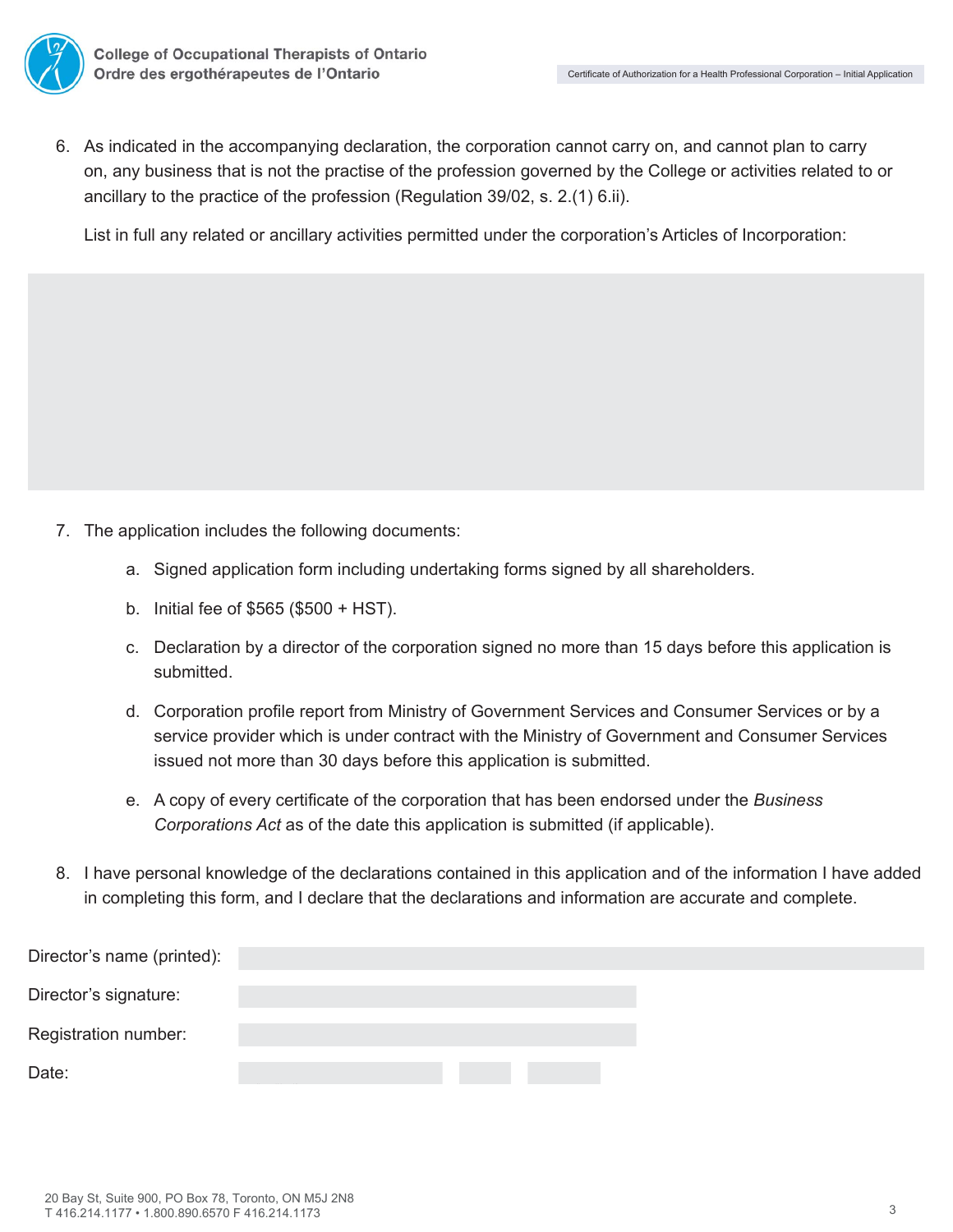6. As indicated in the accompanying declaration, the corporation cannot carry on, and cannot plan to carry on, any business that is not the practise of the profession governed by the College or activities related to or ancillary to the practice of the profession (Regulation 39/02, s. 2.(1) 6.ii).

   List in full any related or ancillary activities permitted under the corporation's Articles of Incorporation:

7. The application includes the following documents:

   a. Signed application form including undertaking forms signed by all shareholders.

   b. Initial fee of $565 ($500 + HST).

   c. Declaration by a director of the corporation signed no more than 15 days before this application is submitted.

   d. Corporation profile report from Ministry of Government Services and Consumer Services or by a service provider which is under contract with the Ministry of Government and Consumer Services issued not more than 30 days before this application is submitted.

   e. A copy of every certificate of the corporation that has been endorsed under the *Business Corporations Act* as of the date this application is submitted (if applicable).

8. I have personal knowledge of the declarations contained in this application and of the information I have added in completing this form, and I declare that the declarations and information are accurate and complete.

Director's name (printed):

Director's signature:

Registration number:

Date:

20 Bay St, Suite 900, PO Box 78, Toronto, ON M5J 2N8
T 416.214.1177 • 1.800.890.6570 F 416.214.1173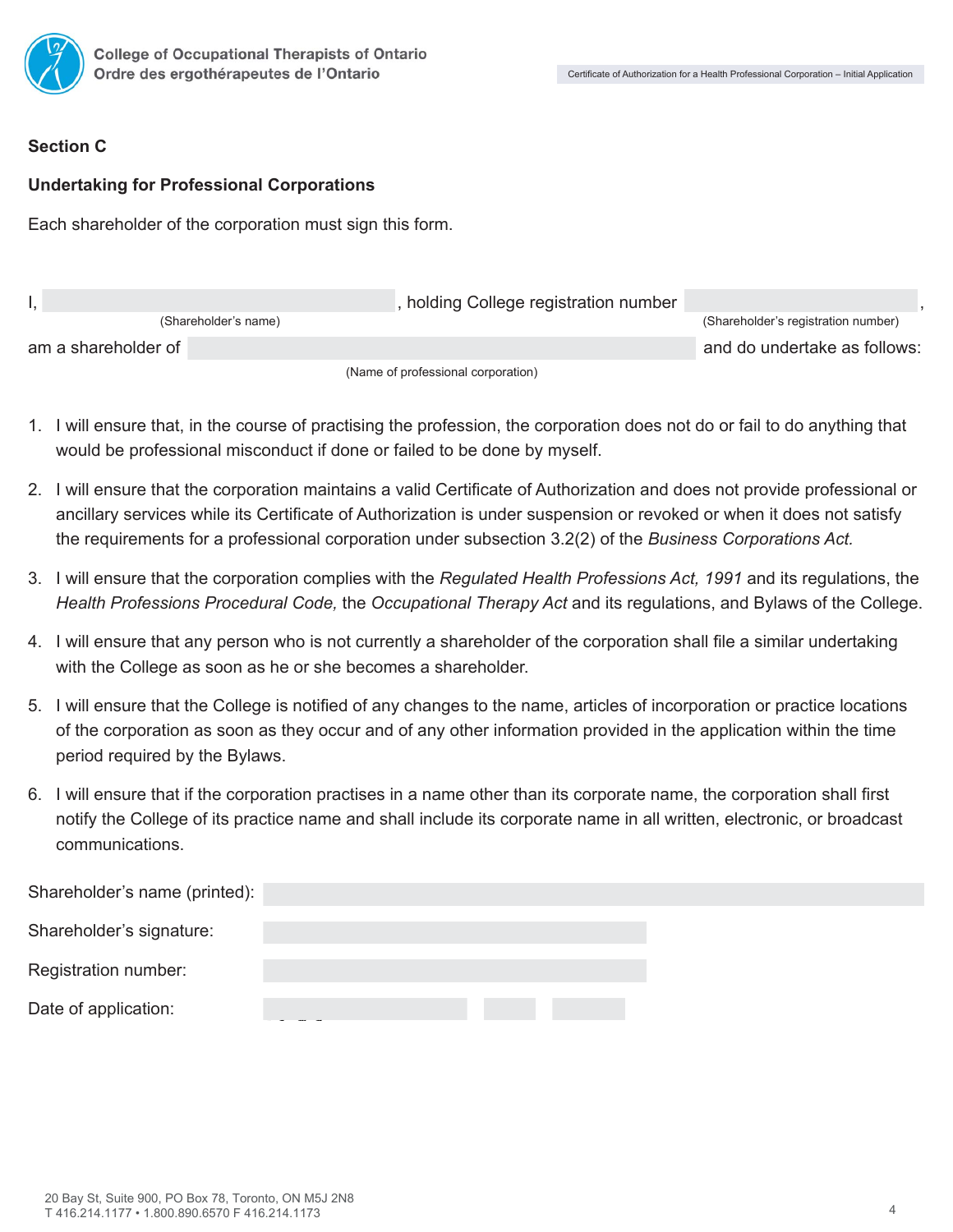## Section C

### Undertaking for Professional Corporations

Each shareholder of the corporation must sign this form.

I, ______________________ (Shareholder's name), holding College registration number ______________ (Shareholder's registration number), am a shareholder of ______________________________ (Name of professional corporation) and do undertake as follows:

1. I will ensure that, in the course of practising the profession, the corporation does not do or fail to do anything that would be professional misconduct if done or failed to be done by myself.
2. I will ensure that the corporation maintains a valid Certificate of Authorization and does not provide professional or ancillary services while its Certificate of Authorization is under suspension or revoked or when it does not satisfy the requirements for a professional corporation under subsection 3.2(2) of the *Business Corporations Act.*
3. I will ensure that the corporation complies with the *Regulated Health Professions Act, 1991* and its regulations, the *Health Professions Procedural Code,* the *Occupational Therapy Act* and its regulations, and Bylaws of the College.
4. I will ensure that any person who is not currently a shareholder of the corporation shall file a similar undertaking with the College as soon as he or she becomes a shareholder.
5. I will ensure that the College is notified of any changes to the name, articles of incorporation or practice locations of the corporation as soon as they occur and of any other information provided in the application within the time period required by the Bylaws.
6. I will ensure that if the corporation practises in a name other than its corporate name, the corporation shall first notify the College of its practice name and shall include its corporate name in all written, electronic, or broadcast communications.

Shareholder's name (printed): ______________________

Shareholder's signature: ______________________

Registration number: ______________________

Date of application: ______________________

20 Bay St, Suite 900, PO Box 78, Toronto, ON M5J 2N8
T 416.214.1177 • 1.800.890.6570 F 416.214.1173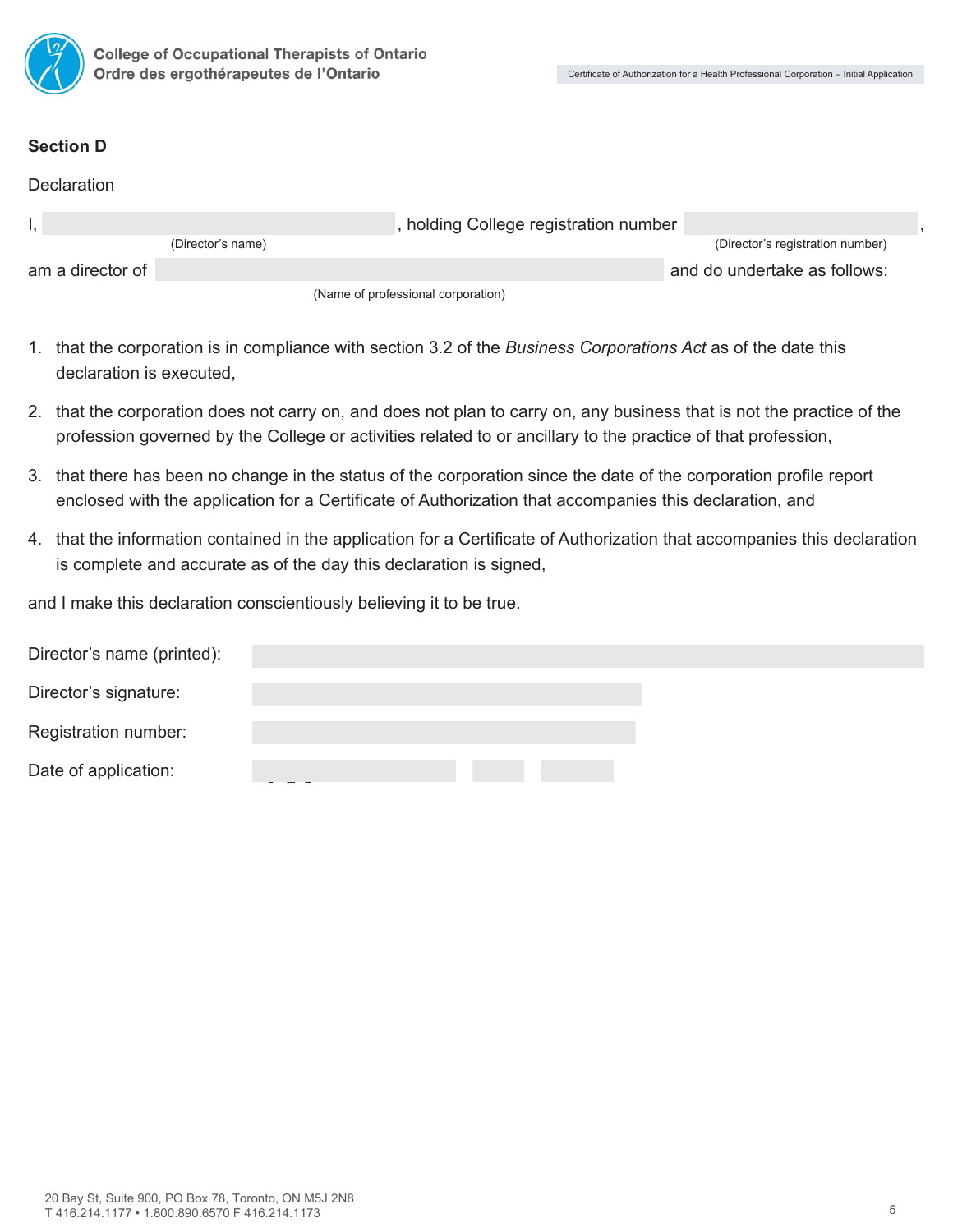## Section D

Declaration

I, \_\_\_\_\_\_\_\_\_\_\_\_\_\_\_\_\_\_\_\_ (Director's name), holding College registration number \_\_\_\_\_\_\_\_\_\_\_\_\_\_\_\_\_\_\_\_ (Director's registration number), am a director of \_\_\_\_\_\_\_\_\_\_\_\_\_\_\_\_\_\_\_\_ (Name of professional corporation) and do undertake as follows:

1. that the corporation is in compliance with section 3.2 of the *Business Corporations Act* as of the date this declaration is executed,
2. that the corporation does not carry on, and does not plan to carry on, any business that is not the practice of the profession governed by the College or activities related to or ancillary to the practice of that profession,
3. that there has been no change in the status of the corporation since the date of the corporation profile report enclosed with the application for a Certificate of Authorization that accompanies this declaration, and
4. that the information contained in the application for a Certificate of Authorization that accompanies this declaration is complete and accurate as of the day this declaration is signed,

and I make this declaration conscientiously believing it to be true.

Director's name (printed): \_\_\_\_\_\_\_\_\_\_\_\_\_\_\_\_\_\_\_\_

Director's signature: \_\_\_\_\_\_\_\_\_\_\_\_\_\_\_\_\_\_\_\_

Registration number: \_\_\_\_\_\_\_\_\_\_\_\_\_\_\_\_\_\_\_\_

Date of application: \_\_\_\_\_\_\_\_\_\_ \_\_\_\_\_ \_\_\_\_\_

20 Bay St, Suite 900, PO Box 78, Toronto, ON M5J 2N8
T 416.214.1177 • 1.800.890.6570 F 416.214.1173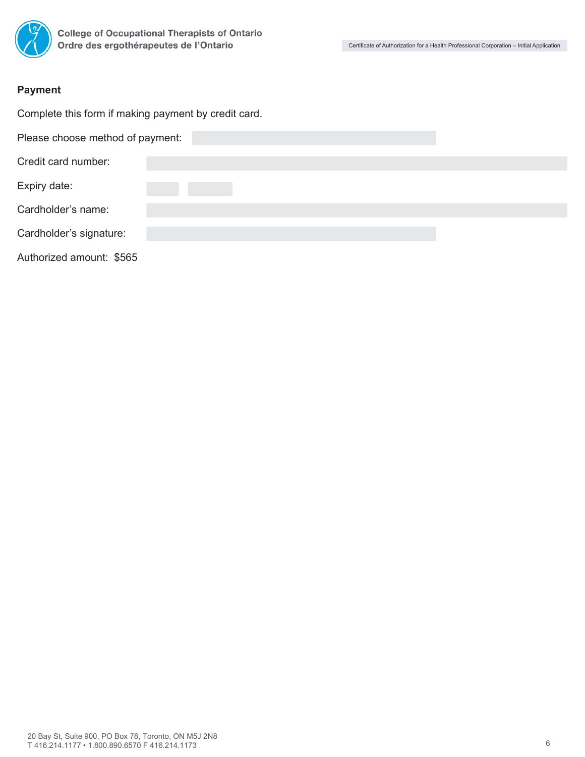## Payment

Complete this form if making payment by credit card.

Please choose method of payment:

Credit card number:

Expiry date:

Cardholder's name:

Cardholder's signature:

Authorized amount: $565